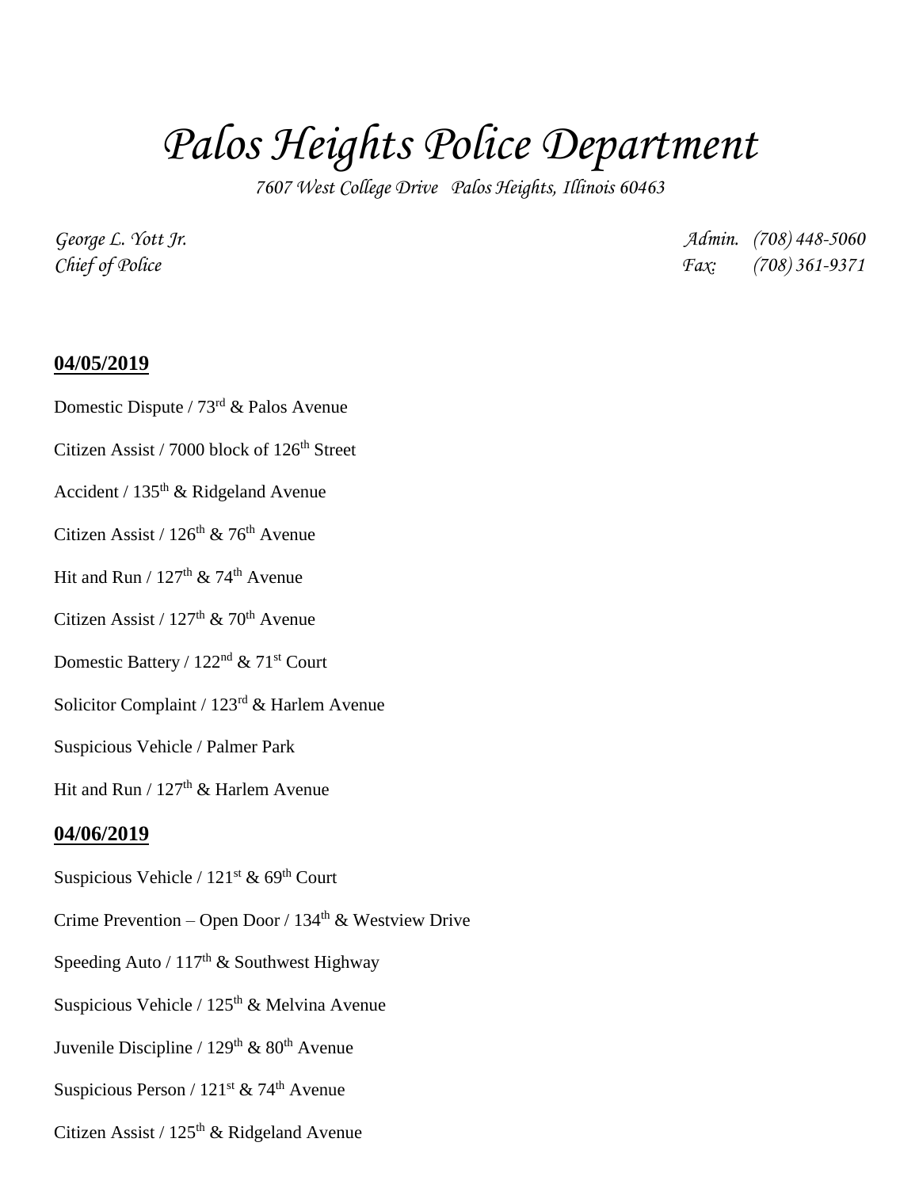# *Palos Heights Police Department*

*7607 West College Drive Palos Heights, Illinois 60463*

*George L. Yott Jr.*
*Chief of Police*

*Admin. (708) 448-5060*
*Fax: (708) 361-9371*

## 04/05/2019

Domestic Dispute / 73rd & Palos Avenue

Citizen Assist / 7000 block of 126th Street

Accident / 135th & Ridgeland Avenue

Citizen Assist / 126th & 76th Avenue

Hit and Run / 127th & 74th Avenue

Citizen Assist / 127th & 70th Avenue

Domestic Battery / 122nd & 71st Court

Solicitor Complaint / 123rd & Harlem Avenue

Suspicious Vehicle / Palmer Park

Hit and Run / 127th & Harlem Avenue

## 04/06/2019

Suspicious Vehicle / 121st & 69th Court

Crime Prevention – Open Door / 134th & Westview Drive

Speeding Auto / 117th & Southwest Highway

Suspicious Vehicle / 125th & Melvina Avenue

Juvenile Discipline / 129th & 80th Avenue

Suspicious Person / 121st & 74th Avenue

Citizen Assist / 125th & Ridgeland Avenue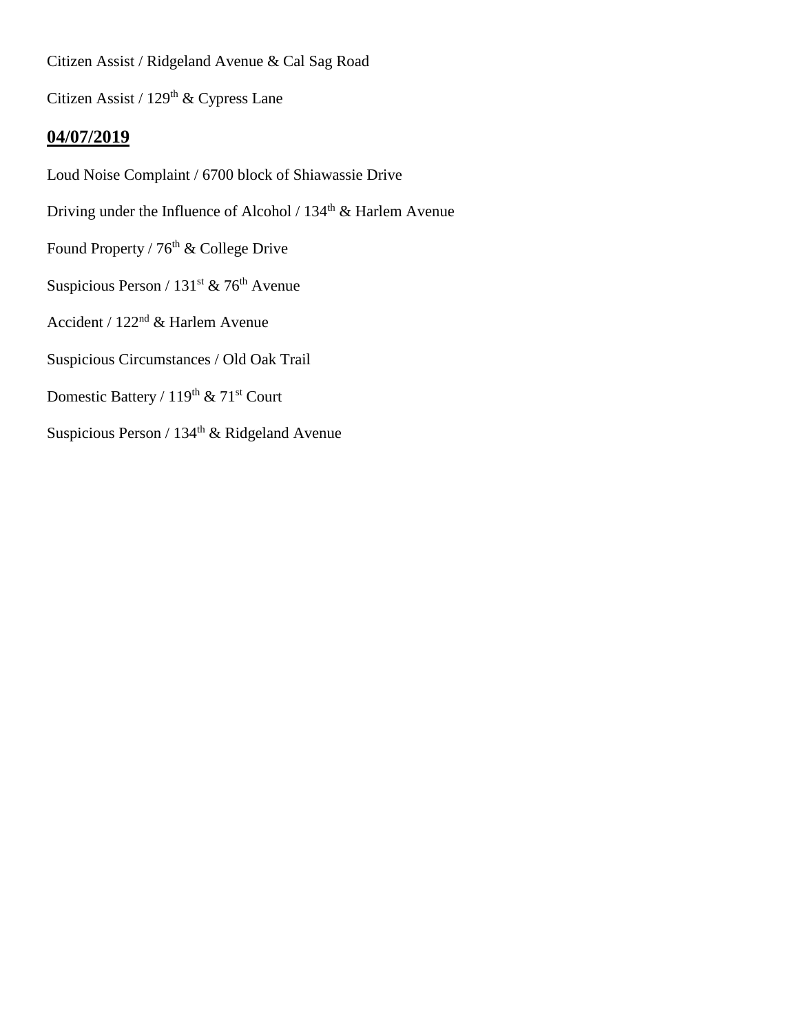Citizen Assist / Ridgeland Avenue & Cal Sag Road

Citizen Assist / 129th & Cypress Lane

**04/07/2019**

Loud Noise Complaint / 6700 block of Shiawassie Drive

Driving under the Influence of Alcohol / 134th & Harlem Avenue

Found Property / 76th & College Drive

Suspicious Person / 131st & 76th Avenue

Accident / 122nd & Harlem Avenue

Suspicious Circumstances / Old Oak Trail

Domestic Battery / 119th & 71st Court

Suspicious Person / 134th & Ridgeland Avenue